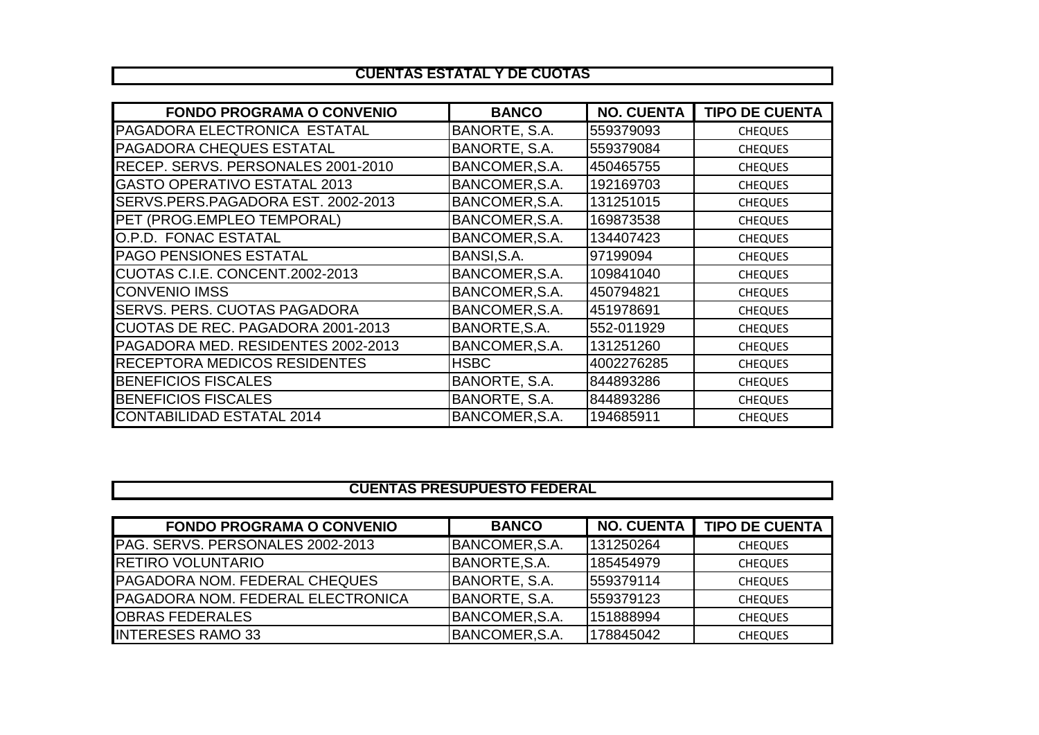## CUENTAS ESTATAL Y DE CUOTAS

| FONDO PROGRAMA O CONVENIO | BANCO | NO. CUENTA | TIPO DE CUENTA |
|---|---|---|---|
| PAGADORA ELECTRONICA ESTATAL | BANORTE, S.A. | 559379093 | CHEQUES |
| PAGADORA CHEQUES ESTATAL | BANORTE, S.A. | 559379084 | CHEQUES |
| RECEP. SERVS. PERSONALES 2001-2010 | BANCOMER,S.A. | 450465755 | CHEQUES |
| GASTO OPERATIVO ESTATAL 2013 | BANCOMER,S.A. | 192169703 | CHEQUES |
| SERVS.PERS.PAGADORA EST. 2002-2013 | BANCOMER,S.A. | 131251015 | CHEQUES |
| PET (PROG.EMPLEO TEMPORAL) | BANCOMER,S.A. | 169873538 | CHEQUES |
| O.P.D. FONAC ESTATAL | BANCOMER,S.A. | 134407423 | CHEQUES |
| PAGO PENSIONES ESTATAL | BANSI,S.A. | 97199094 | CHEQUES |
| CUOTAS C.I.E. CONCENT.2002-2013 | BANCOMER,S.A. | 109841040 | CHEQUES |
| CONVENIO IMSS | BANCOMER,S.A. | 450794821 | CHEQUES |
| SERVS. PERS. CUOTAS PAGADORA | BANCOMER,S.A. | 451978691 | CHEQUES |
| CUOTAS DE REC. PAGADORA 2001-2013 | BANORTE,S.A. | 552-011929 | CHEQUES |
| PAGADORA MED. RESIDENTES 2002-2013 | BANCOMER,S.A. | 131251260 | CHEQUES |
| RECEPTORA MEDICOS RESIDENTES | HSBC | 4002276285 | CHEQUES |
| BENEFICIOS FISCALES | BANORTE, S.A. | 844893286 | CHEQUES |
| BENEFICIOS FISCALES | BANORTE, S.A. | 844893286 | CHEQUES |
| CONTABILIDAD ESTATAL 2014 | BANCOMER,S.A. | 194685911 | CHEQUES |

## CUENTAS PRESUPUESTO FEDERAL

| FONDO PROGRAMA O CONVENIO | BANCO | NO. CUENTA | TIPO DE CUENTA |
|---|---|---|---|
| PAG. SERVS. PERSONALES 2002-2013 | BANCOMER,S.A. | 131250264 | CHEQUES |
| RETIRO VOLUNTARIO | BANORTE,S.A. | 185454979 | CHEQUES |
| PAGADORA NOM. FEDERAL CHEQUES | BANORTE, S.A. | 559379114 | CHEQUES |
| PAGADORA NOM. FEDERAL ELECTRONICA | BANORTE, S.A. | 559379123 | CHEQUES |
| OBRAS FEDERALES | BANCOMER,S.A. | 151888994 | CHEQUES |
| INTERESES RAMO 33 | BANCOMER,S.A. | 178845042 | CHEQUES |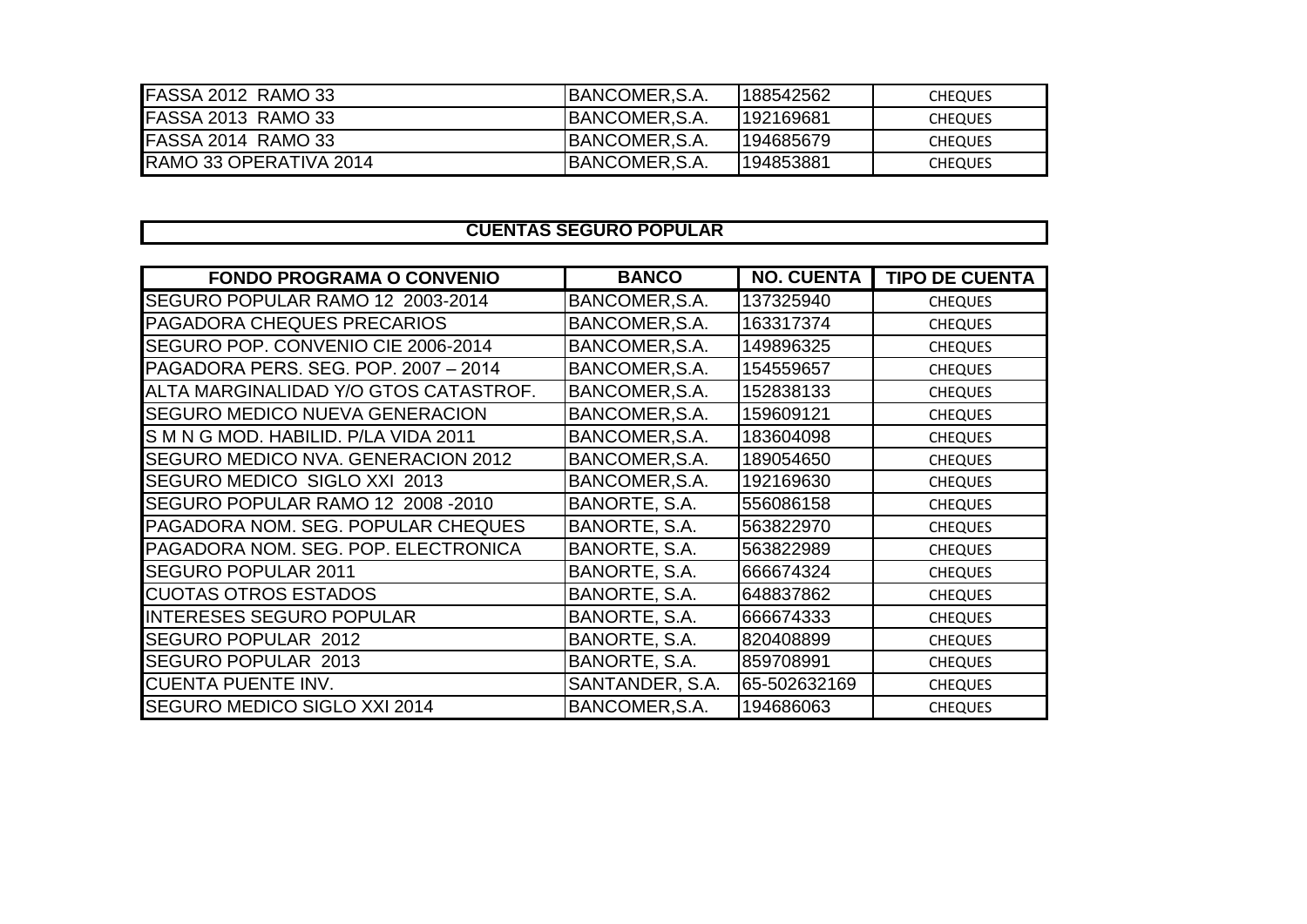| | | | |
|---|---|---|---|
| FASSA 2012 RAMO 33 | BANCOMER,S.A. | 188542562 | CHEQUES |
| FASSA 2013 RAMO 33 | BANCOMER,S.A. | 192169681 | CHEQUES |
| FASSA 2014 RAMO 33 | BANCOMER,S.A. | 194685679 | CHEQUES |
| RAMO 33 OPERATIVA 2014 | BANCOMER,S.A. | 194853881 | CHEQUES |

## CUENTAS SEGURO POPULAR

| FONDO PROGRAMA O CONVENIO | BANCO | NO. CUENTA | TIPO DE CUENTA |
|---|---|---|---|
| SEGURO POPULAR RAMO 12 2003-2014 | BANCOMER,S.A. | 137325940 | CHEQUES |
| PAGADORA CHEQUES PRECARIOS | BANCOMER,S.A. | 163317374 | CHEQUES |
| SEGURO POP. CONVENIO CIE 2006-2014 | BANCOMER,S.A. | 149896325 | CHEQUES |
| PAGADORA PERS. SEG. POP. 2007 – 2014 | BANCOMER,S.A. | 154559657 | CHEQUES |
| ALTA MARGINALIDAD Y/O GTOS CATASTROF. | BANCOMER,S.A. | 152838133 | CHEQUES |
| SEGURO MEDICO NUEVA GENERACION | BANCOMER,S.A. | 159609121 | CHEQUES |
| S M N G MOD. HABILID. P/LA VIDA 2011 | BANCOMER,S.A. | 183604098 | CHEQUES |
| SEGURO MEDICO NVA. GENERACION 2012 | BANCOMER,S.A. | 189054650 | CHEQUES |
| SEGURO MEDICO SIGLO XXI 2013 | BANCOMER,S.A. | 192169630 | CHEQUES |
| SEGURO POPULAR RAMO 12 2008 -2010 | BANORTE, S.A. | 556086158 | CHEQUES |
| PAGADORA NOM. SEG. POPULAR CHEQUES | BANORTE, S.A. | 563822970 | CHEQUES |
| PAGADORA NOM. SEG. POP. ELECTRONICA | BANORTE, S.A. | 563822989 | CHEQUES |
| SEGURO POPULAR 2011 | BANORTE, S.A. | 666674324 | CHEQUES |
| CUOTAS OTROS ESTADOS | BANORTE, S.A. | 648837862 | CHEQUES |
| INTERESES SEGURO POPULAR | BANORTE, S.A. | 666674333 | CHEQUES |
| SEGURO POPULAR 2012 | BANORTE, S.A. | 820408899 | CHEQUES |
| SEGURO POPULAR 2013 | BANORTE, S.A. | 859708991 | CHEQUES |
| CUENTA PUENTE INV. | SANTANDER, S.A. | 65-502632169 | CHEQUES |
| SEGURO MEDICO SIGLO XXI 2014 | BANCOMER,S.A. | 194686063 | CHEQUES |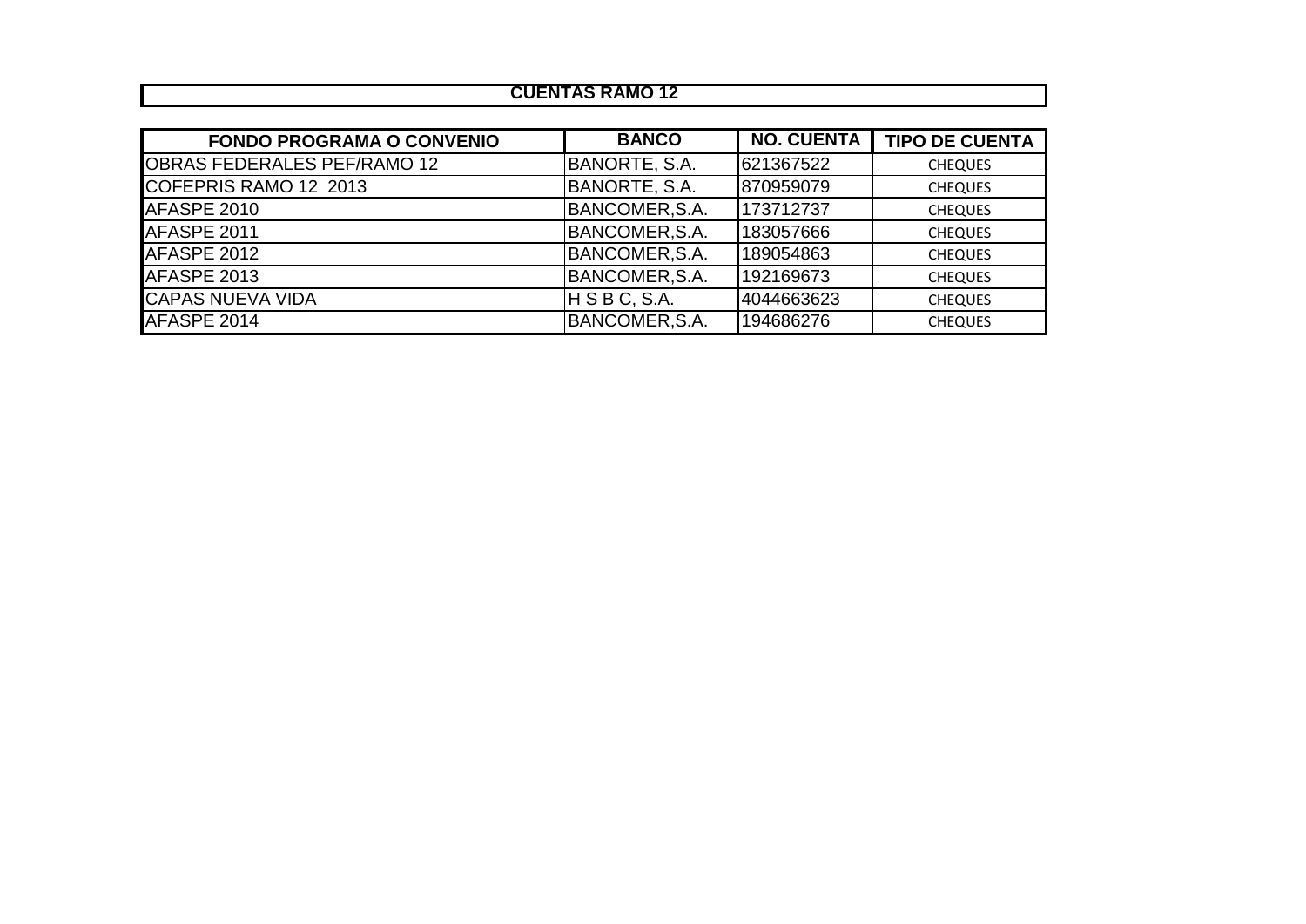# CUENTAS RAMO 12

| FONDO PROGRAMA O CONVENIO | BANCO | NO. CUENTA | TIPO DE CUENTA |
|---|---|---|---|
| OBRAS FEDERALES PEF/RAMO 12 | BANORTE, S.A. | 621367522 | CHEQUES |
| COFEPRIS RAMO 12 2013 | BANORTE, S.A. | 870959079 | CHEQUES |
| AFASPE 2010 | BANCOMER,S.A. | 173712737 | CHEQUES |
| AFASPE 2011 | BANCOMER,S.A. | 183057666 | CHEQUES |
| AFASPE 2012 | BANCOMER,S.A. | 189054863 | CHEQUES |
| AFASPE 2013 | BANCOMER,S.A. | 192169673 | CHEQUES |
| CAPAS NUEVA VIDA | H S B C, S.A. | 4044663623 | CHEQUES |
| AFASPE 2014 | BANCOMER,S.A. | 194686276 | CHEQUES |